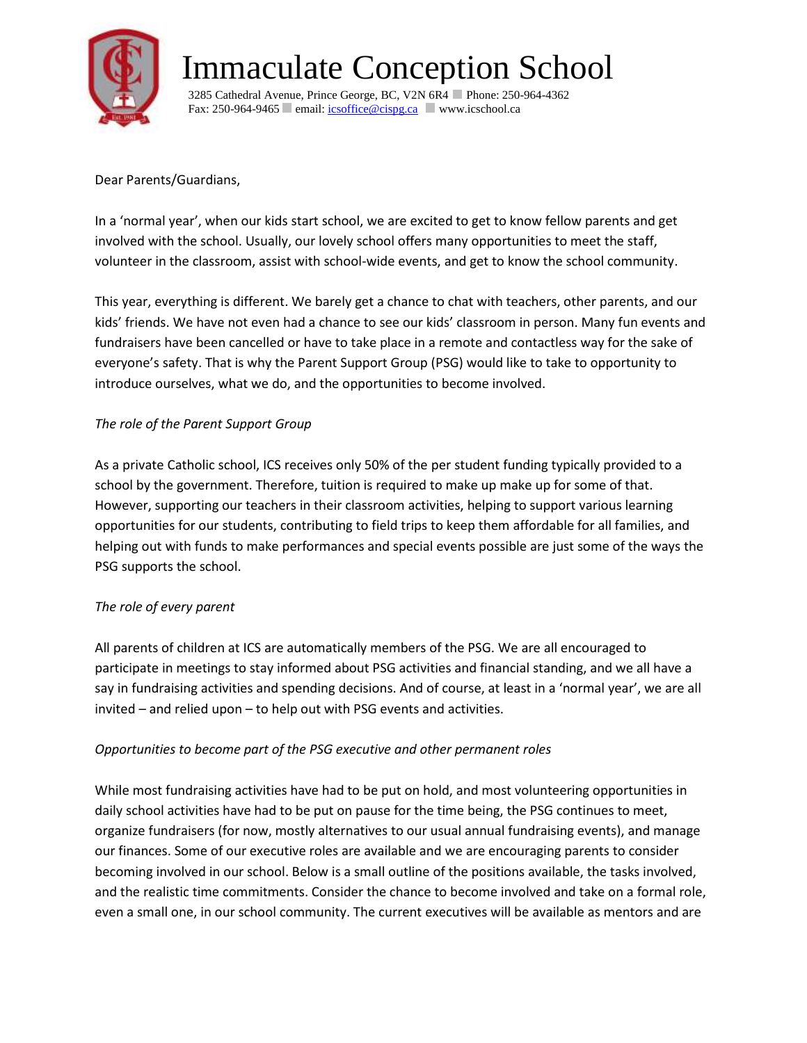# Immaculate Conception School

3285 Cathedral Avenue, Prince George, BC, V2N 6R4 ■ Phone: 250-964-4362
Fax: 250-964-9465 ■ email: icsoffice@cispg.ca ■ www.icschool.ca

Dear Parents/Guardians,

In a 'normal year', when our kids start school, we are excited to get to know fellow parents and get involved with the school. Usually, our lovely school offers many opportunities to meet the staff, volunteer in the classroom, assist with school-wide events, and get to know the school community.

This year, everything is different. We barely get a chance to chat with teachers, other parents, and our kids' friends. We have not even had a chance to see our kids' classroom in person. Many fun events and fundraisers have been cancelled or have to take place in a remote and contactless way for the sake of everyone's safety. That is why the Parent Support Group (PSG) would like to take to opportunity to introduce ourselves, what we do, and the opportunities to become involved.

*The role of the Parent Support Group*

As a private Catholic school, ICS receives only 50% of the per student funding typically provided to a school by the government. Therefore, tuition is required to make up make up for some of that. However, supporting our teachers in their classroom activities, helping to support various learning opportunities for our students, contributing to field trips to keep them affordable for all families, and helping out with funds to make performances and special events possible are just some of the ways the PSG supports the school.

*The role of every parent*

All parents of children at ICS are automatically members of the PSG. We are all encouraged to participate in meetings to stay informed about PSG activities and financial standing, and we all have a say in fundraising activities and spending decisions. And of course, at least in a 'normal year', we are all invited – and relied upon – to help out with PSG events and activities.

*Opportunities to become part of the PSG executive and other permanent roles*

While most fundraising activities have had to be put on hold, and most volunteering opportunities in daily school activities have had to be put on pause for the time being, the PSG continues to meet, organize fundraisers (for now, mostly alternatives to our usual annual fundraising events), and manage our finances. Some of our executive roles are available and we are encouraging parents to consider becoming involved in our school. Below is a small outline of the positions available, the tasks involved, and the realistic time commitments. Consider the chance to become involved and take on a formal role, even a small one, in our school community. The current executives will be available as mentors and are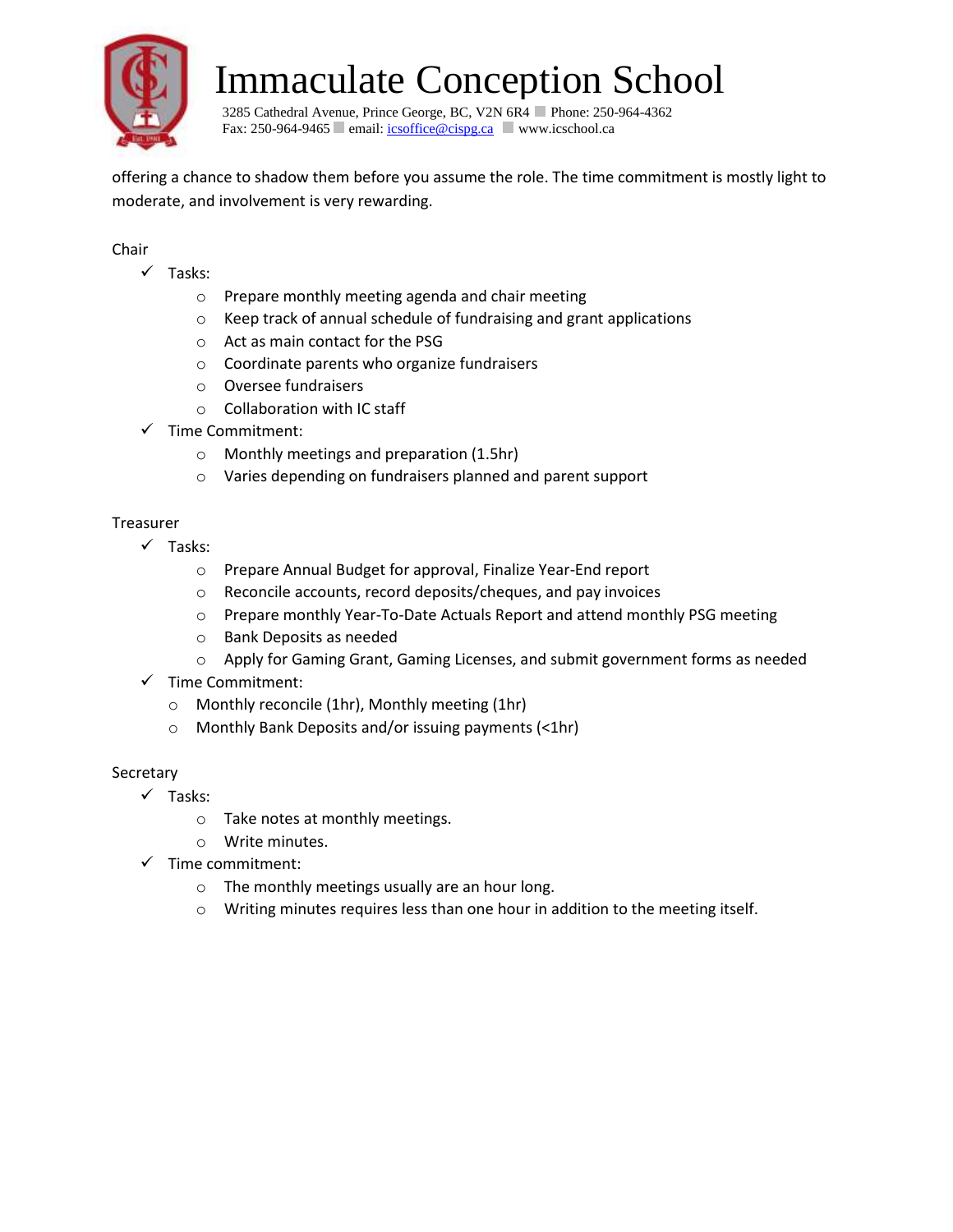offering a chance to shadow them before you assume the role. The time commitment is mostly light to moderate, and involvement is very rewarding.

Chair

- ✓ Tasks:
  - Prepare monthly meeting agenda and chair meeting
  - Keep track of annual schedule of fundraising and grant applications
  - Act as main contact for the PSG
  - Coordinate parents who organize fundraisers
  - Oversee fundraisers
  - Collaboration with IC staff
- ✓ Time Commitment:
  - Monthly meetings and preparation (1.5hr)
  - Varies depending on fundraisers planned and parent support

Treasurer

- ✓ Tasks:
  - Prepare Annual Budget for approval, Finalize Year-End report
  - Reconcile accounts, record deposits/cheques, and pay invoices
  - Prepare monthly Year-To-Date Actuals Report and attend monthly PSG meeting
  - Bank Deposits as needed
  - Apply for Gaming Grant, Gaming Licenses, and submit government forms as needed
- ✓ Time Commitment:
  - Monthly reconcile (1hr), Monthly meeting (1hr)
  - Monthly Bank Deposits and/or issuing payments (<1hr)

Secretary

- ✓ Tasks:
  - Take notes at monthly meetings.
  - Write minutes.
- ✓ Time commitment:
  - The monthly meetings usually are an hour long.
  - Writing minutes requires less than one hour in addition to the meeting itself.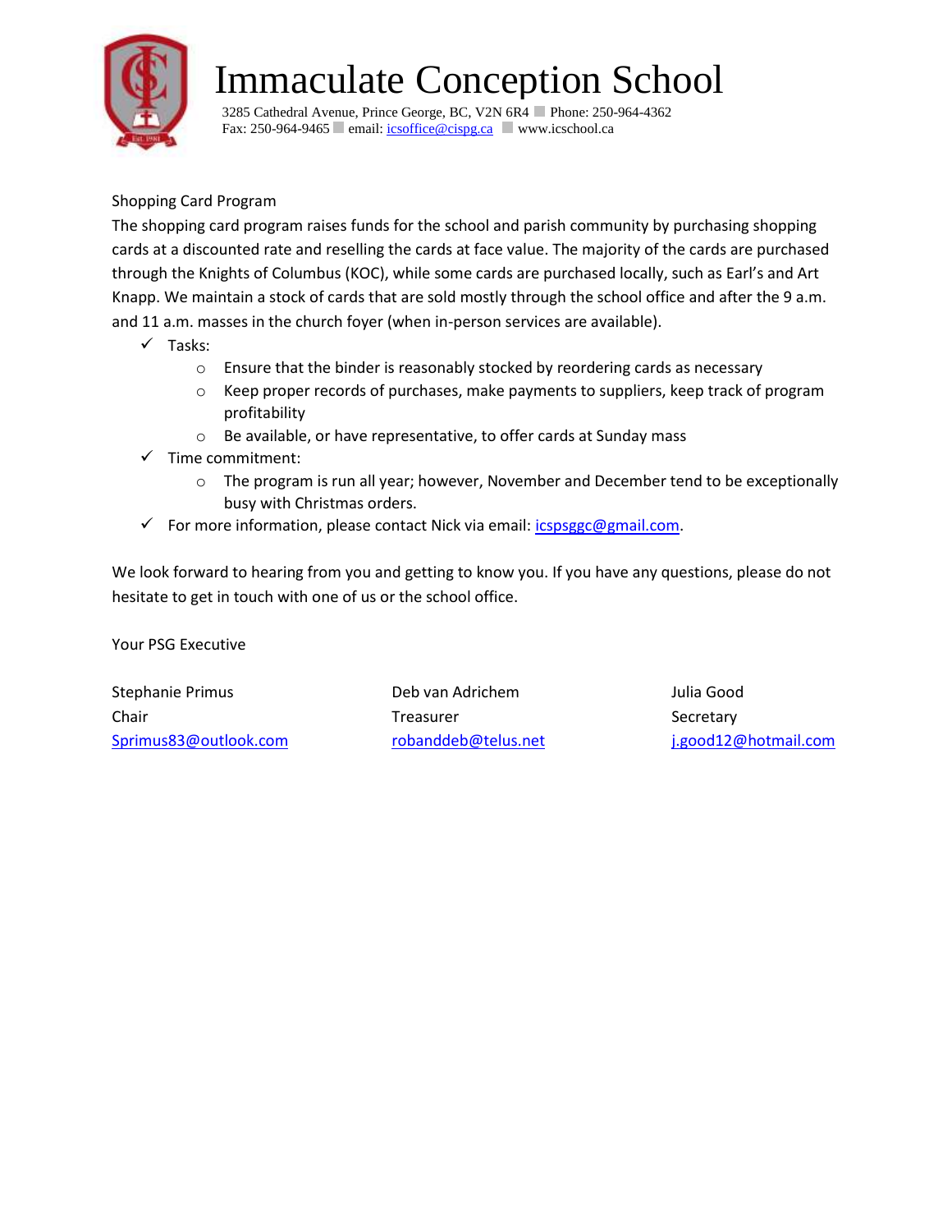# Immaculate Conception School

3285 Cathedral Avenue, Prince George, BC, V2N 6R4 ■ Phone: 250-964-4362
Fax: 250-964-9465 ■ email: icsoffice@cispg.ca ■ www.icschool.ca

Shopping Card Program

The shopping card program raises funds for the school and parish community by purchasing shopping cards at a discounted rate and reselling the cards at face value. The majority of the cards are purchased through the Knights of Columbus (KOC), while some cards are purchased locally, such as Earl's and Art Knapp. We maintain a stock of cards that are sold mostly through the school office and after the 9 a.m. and 11 a.m. masses in the church foyer (when in-person services are available).

- ✓ Tasks:
  - Ensure that the binder is reasonably stocked by reordering cards as necessary
  - Keep proper records of purchases, make payments to suppliers, keep track of program profitability
  - Be available, or have representative, to offer cards at Sunday mass
- ✓ Time commitment:
  - The program is run all year; however, November and December tend to be exceptionally busy with Christmas orders.
- ✓ For more information, please contact Nick via email: icspsggc@gmail.com.

We look forward to hearing from you and getting to know you. If you have any questions, please do not hesitate to get in touch with one of us or the school office.

Your PSG Executive

Stephanie Primus
Chair
Sprimus83@outlook.com

Deb van Adrichem
Treasurer
robanddeb@telus.net

Julia Good
Secretary
j.good12@hotmail.com